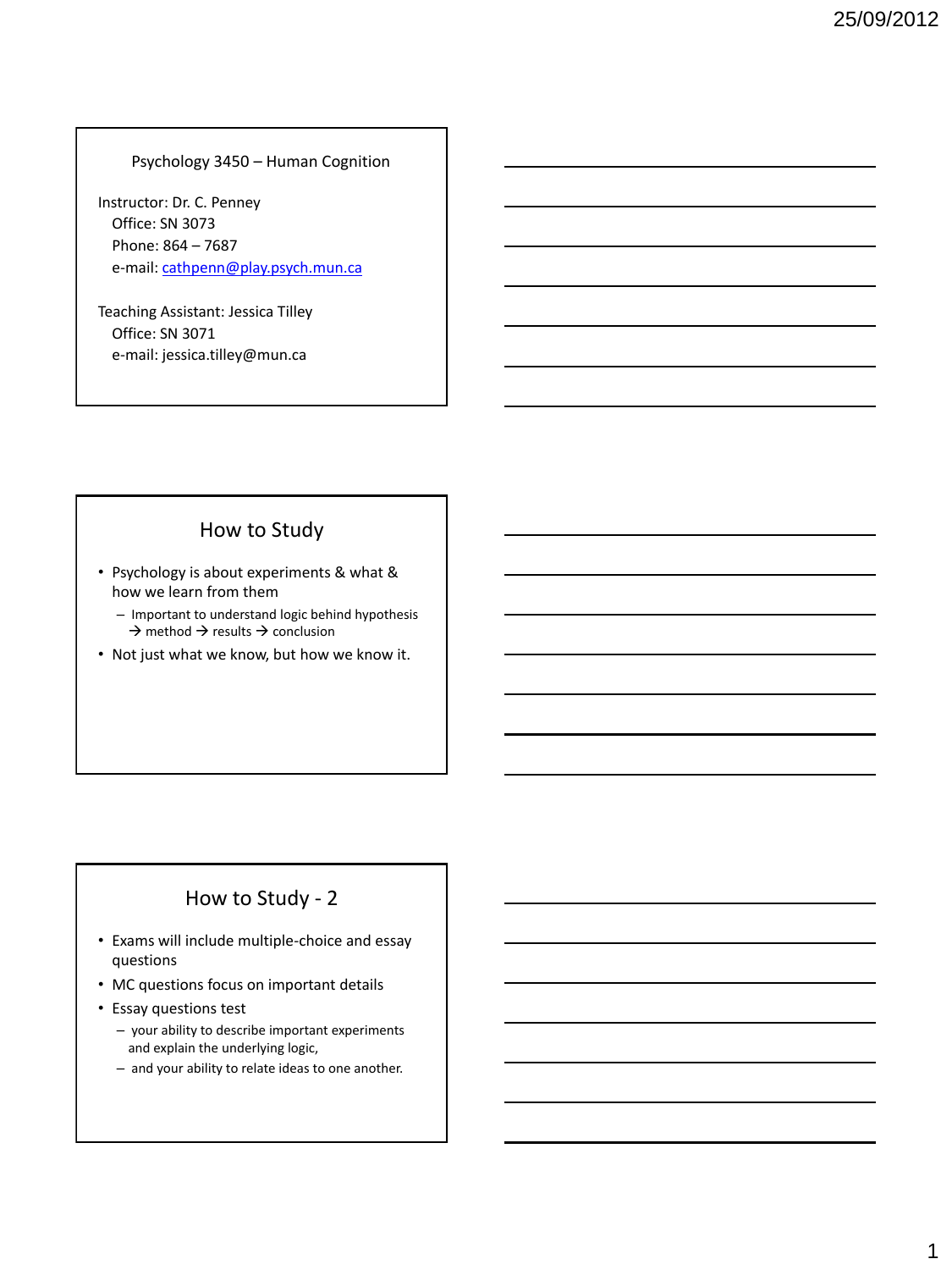## Psychology 3450 – Human Cognition

Instructor: Dr. C. Penney
Office: SN 3073
Phone: 864 – 7687
e-mail: cathpenn@play.psych.mun.ca

Teaching Assistant: Jessica Tilley
Office: SN 3071
e-mail: jessica.tilley@mun.ca

## How to Study

- Psychology is about experiments & what & how we learn from them
  - Important to understand logic behind hypothesis → method → results → conclusion
- Not just what we know, but how we know it.

## How to Study - 2

- Exams will include multiple-choice and essay questions
- MC questions focus on important details
- Essay questions test
  - your ability to describe important experiments and explain the underlying logic,
  - and your ability to relate ideas to one another.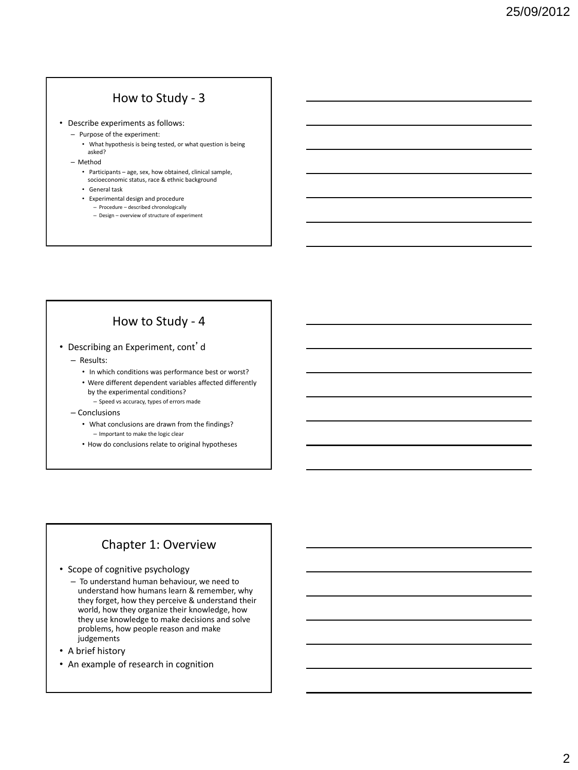## How to Study - 3

- Describe experiments as follows:
  - Purpose of the experiment:
    - What hypothesis is being tested, or what question is being asked?
  - Method
    - Participants – age, sex, how obtained, clinical sample, socioeconomic status, race & ethnic background
    - General task
    - Experimental design and procedure
      - Procedure – described chronologically
      - Design – overview of structure of experiment

## How to Study - 4

- Describing an Experiment, cont'd
  - Results:
    - In which conditions was performance best or worst?
    - Were different dependent variables affected differently by the experimental conditions?
      - Speed vs accuracy, types of errors made
  - Conclusions
    - What conclusions are drawn from the findings?
      - Important to make the logic clear
    - How do conclusions relate to original hypotheses

## Chapter 1: Overview

- Scope of cognitive psychology
  - To understand human behaviour, we need to understand how humans learn & remember, why they forget, how they perceive & understand their world, how they organize their knowledge, how they use knowledge to make decisions and solve problems, how people reason and make judgements
- A brief history
- An example of research in cognition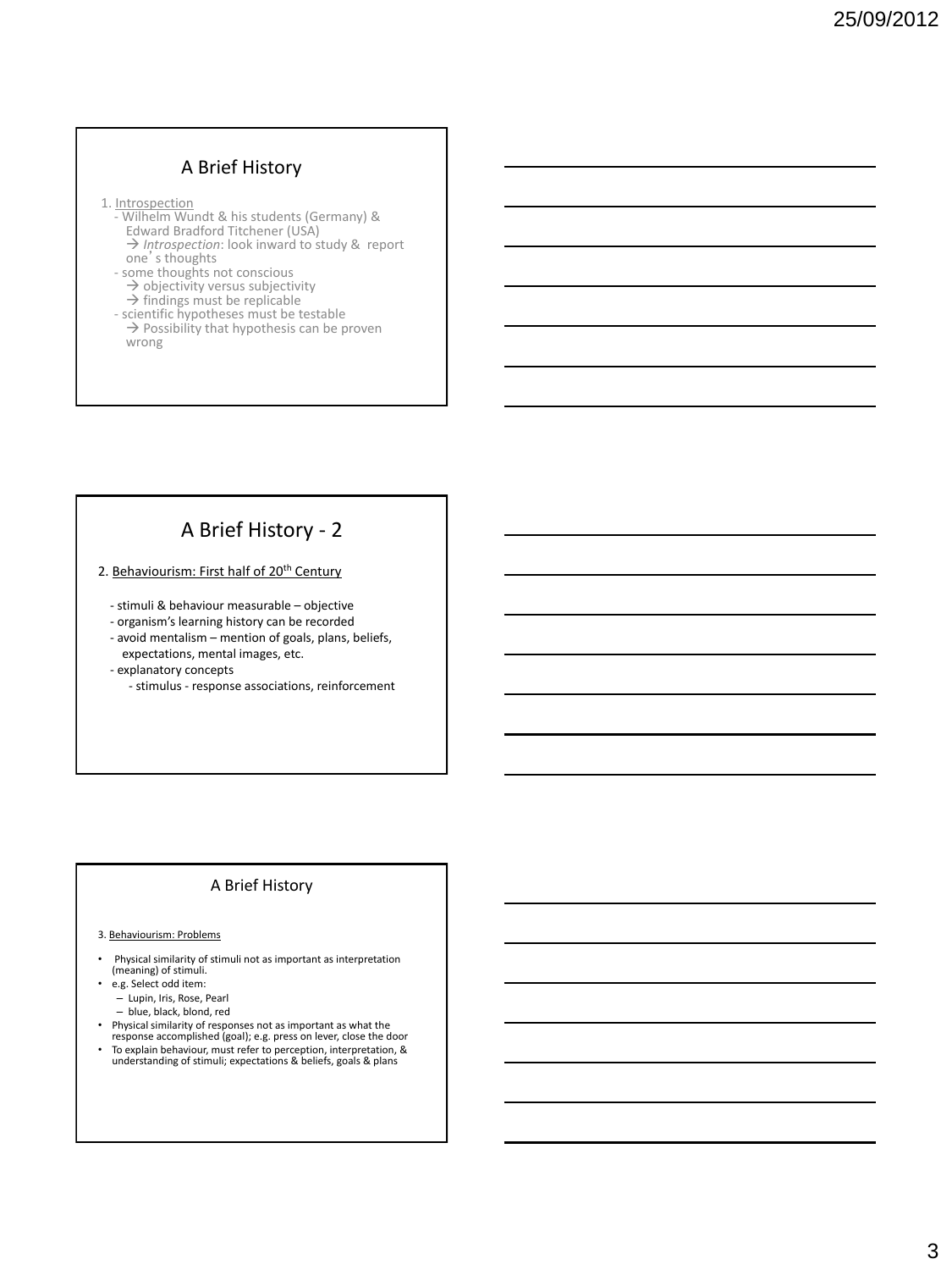## A Brief History

1. Introspection
   - Wilhelm Wundt & his students (Germany) & Edward Bradford Titchener (USA)
     → *Introspection*: look inward to study & report one's thoughts
   - some thoughts not conscious
     → objectivity versus subjectivity
     → findings must be replicable
   - scientific hypotheses must be testable
     → Possibility that hypothesis can be proven wrong

## A Brief History - 2

2. Behaviourism: First half of 20th Century

- stimuli & behaviour measurable – objective
- organism's learning history can be recorded
- avoid mentalism – mention of goals, plans, beliefs, expectations, mental images, etc.
- explanatory concepts
  - stimulus - response associations, reinforcement

## A Brief History

3. Behaviourism: Problems

- Physical similarity of stimuli not as important as interpretation (meaning) of stimuli.
- e.g. Select odd item:
  - Lupin, Iris, Rose, Pearl
  - blue, black, blond, red
- Physical similarity of responses not as important as what the response accomplished (goal); e.g. press on lever, close the door
- To explain behaviour, must refer to perception, interpretation, & understanding of stimuli; expectations & beliefs, goals & plans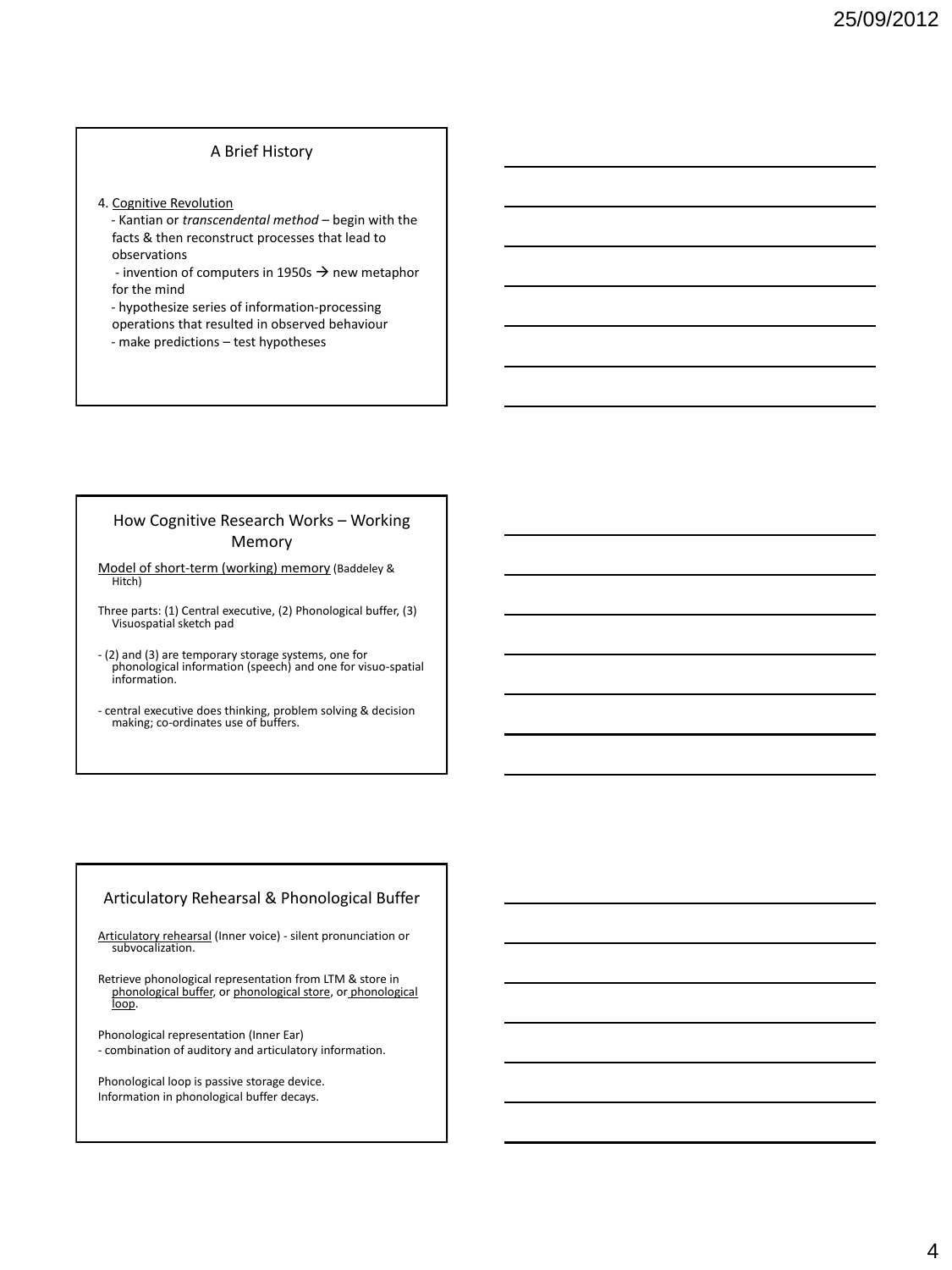## A Brief History

4. Cognitive Revolution

- Kantian or *transcendental method* – begin with the facts & then reconstruct processes that lead to observations
- invention of computers in 1950s → new metaphor for the mind
- hypothesize series of information-processing operations that resulted in observed behaviour
- make predictions – test hypotheses

## How Cognitive Research Works – Working Memory

Model of short-term (working) memory (Baddeley & Hitch)

Three parts: (1) Central executive, (2) Phonological buffer, (3) Visuospatial sketch pad

- (2) and (3) are temporary storage systems, one for phonological information (speech) and one for visuo-spatial information.

- central executive does thinking, problem solving & decision making; co-ordinates use of buffers.

## Articulatory Rehearsal & Phonological Buffer

Articulatory rehearsal (Inner voice) - silent pronunciation or subvocalization.

Retrieve phonological representation from LTM & store in phonological buffer, or phonological store, or phonological loop.

Phonological representation (Inner Ear)
- combination of auditory and articulatory information.

Phonological loop is passive storage device.
Information in phonological buffer decays.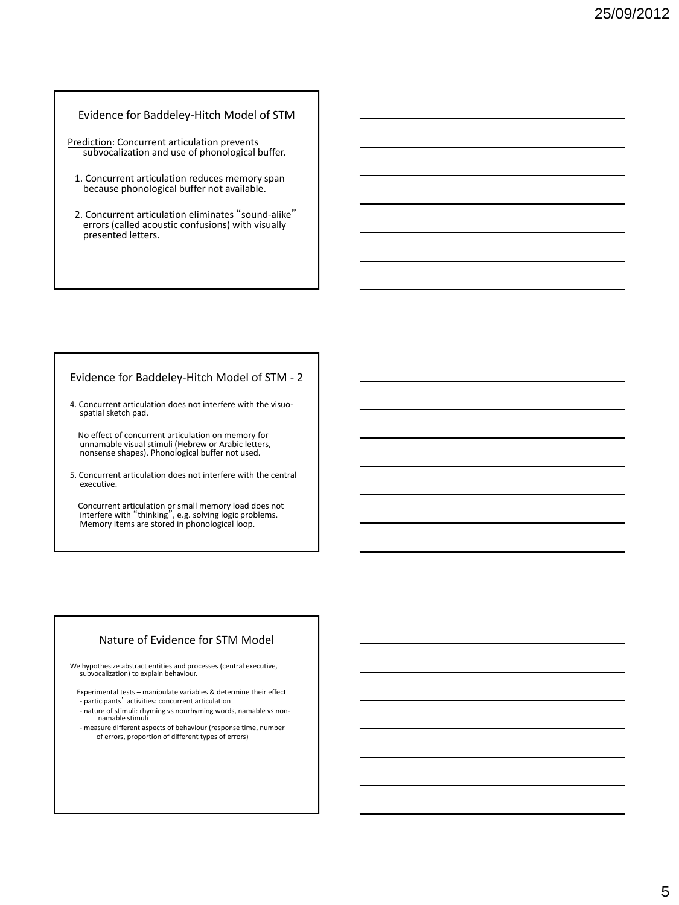## Evidence for Baddeley-Hitch Model of STM

Prediction: Concurrent articulation prevents subvocalization and use of phonological buffer.

1. Concurrent articulation reduces memory span because phonological buffer not available.
2. Concurrent articulation eliminates "sound-alike" errors (called acoustic confusions) with visually presented letters.

## Evidence for Baddeley-Hitch Model of STM - 2

4. Concurrent articulation does not interfere with the visuo-spatial sketch pad.

   No effect of concurrent articulation on memory for unnamable visual stimuli (Hebrew or Arabic letters, nonsense shapes). Phonological buffer not used.

5. Concurrent articulation does not interfere with the central executive.

   Concurrent articulation or small memory load does not interfere with "thinking", e.g. solving logic problems. Memory items are stored in phonological loop.

## Nature of Evidence for STM Model

We hypothesize abstract entities and processes (central executive, subvocalization) to explain behaviour.

Experimental tests – manipulate variables & determine their effect
- participants' activities: concurrent articulation
- nature of stimuli: rhyming vs nonrhyming words, namable vs non-namable stimuli
- measure different aspects of behaviour (response time, number of errors, proportion of different types of errors)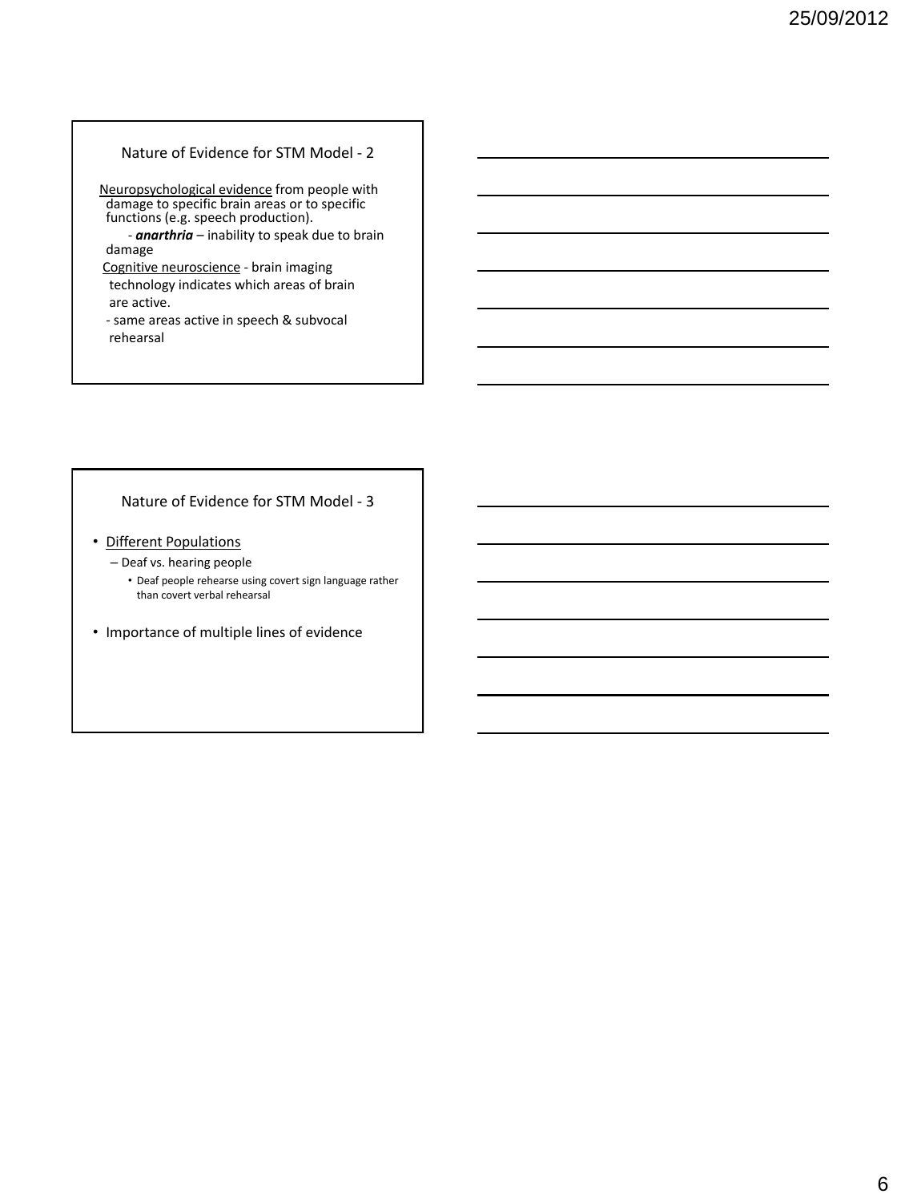## Nature of Evidence for STM Model - 2

Neuropsychological evidence from people with damage to specific brain areas or to specific functions (e.g. speech production).

- ***anarthria*** – inability to speak due to brain damage

Cognitive neuroscience - brain imaging technology indicates which areas of brain are active.

- same areas active in speech & subvocal rehearsal

## Nature of Evidence for STM Model - 3

- Different Populations
  - Deaf vs. hearing people
    - Deaf people rehearse using covert sign language rather than covert verbal rehearsal
- Importance of multiple lines of evidence